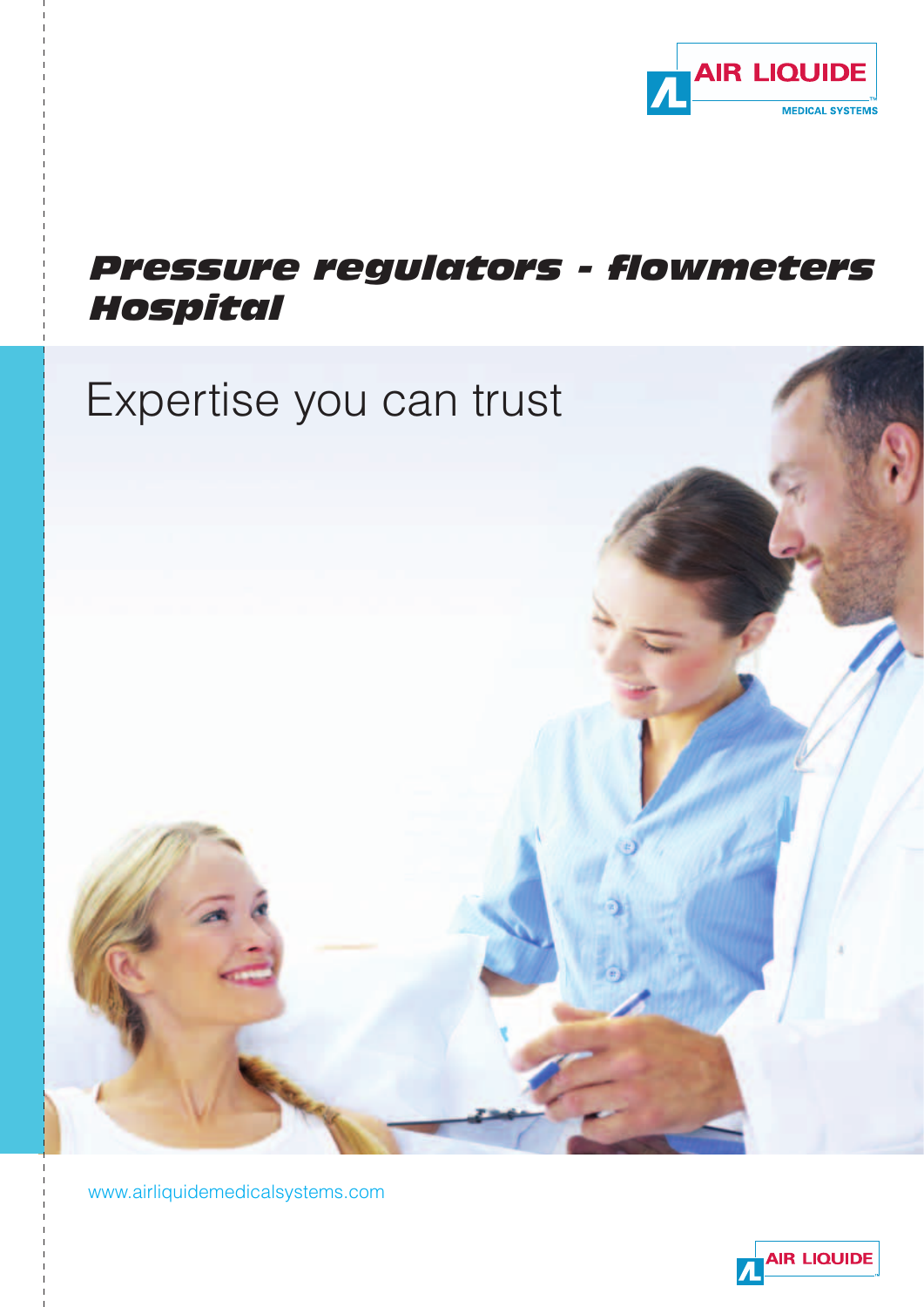AIR LIQUIDE
MEDICAL SYSTEMS

# Pressure regulators - flowmeters Hospital

## Expertise you can trust

www.airliquidemedicalsystems.com

AIR LIQUIDE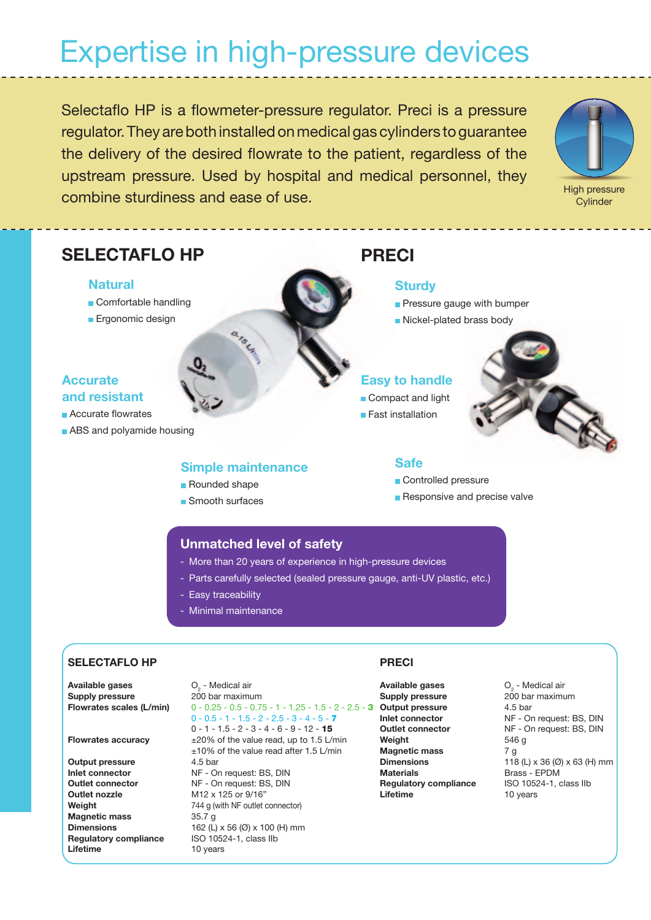# Expertise in high-pressure devices

Selectaflo HP is a flowmeter-pressure regulator. Preci is a pressure regulator. They are both installed on medical gas cylinders to guarantee the delivery of the desired flowrate to the patient, regardless of the upstream pressure. Used by hospital and medical personnel, they combine sturdiness and ease of use.

High pressure Cylinder

## SELECTAFLO HP

### Natural

- Comfortable handling
- Ergonomic design

### Accurate and resistant

- Accurate flowrates
- ABS and polyamide housing

### Simple maintenance

- Rounded shape
- Smooth surfaces

## PRECI

### Sturdy

- Pressure gauge with bumper
- Nickel-plated brass body

### Easy to handle

- Compact and light
- Fast installation

### Safe

- Controlled pressure
- Responsive and precise valve

### Unmatched level of safety

- More than 20 years of experience in high-pressure devices
- Parts carefully selected (sealed pressure gauge, anti-UV plastic, etc.)
- Easy traceability
- Minimal maintenance

### SELECTAFLO HP

| | |
|---|---|
| **Available gases** | $O_2$ - Medical air |
| **Supply pressure** | 200 bar maximum |
| **Flowrates scales (L/min)** | 0 - 0.25 - 0.5 - 0.75 - 1 - 1.25 - 1.5 - 2 - 2.5 - **3**<br>0 - 0.5 - 1 - 1.5 - 2 - 2.5 - 3 - 4 - 5 - **7**<br>0 - 1 - 1.5 - 2 - 3 - 4 - 6 - 9 - 12 - **15** |
| **Flowrates accuracy** | ±20% of the value read, up to 1.5 L/min<br>±10% of the value read after 1.5 L/min |
| **Output pressure** | 4.5 bar |
| **Inlet connector** | NF - On request: BS, DIN |
| **Outlet connector** | NF - On request: BS, DIN |
| **Outlet nozzle** | M12 x 125 or 9/16" |
| **Weight** | 744 g (with NF outlet connector) |
| **Magnetic mass** | 35.7 g |
| **Dimensions** | 162 (L) x 56 (Ø) x 100 (H) mm |
| **Regulatory compliance** | ISO 10524-1, class IIb |
| **Lifetime** | 10 years |

### PRECI

| | |
|---|---|
| **Available gases** | $O_2$ - Medical air |
| **Supply pressure** | 200 bar maximum |
| **Output pressure** | 4.5 bar |
| **Inlet connector** | NF - On request: BS, DIN |
| **Outlet connector** | NF - On request: BS, DIN |
| **Weight** | 546 g |
| **Magnetic mass** | 7 g |
| **Dimensions** | 118 (L) x 36 (Ø) x 63 (H) mm |
| **Materials** | Brass - EPDM |
| **Regulatory compliance** | ISO 10524-1, class IIb |
| **Lifetime** | 10 years |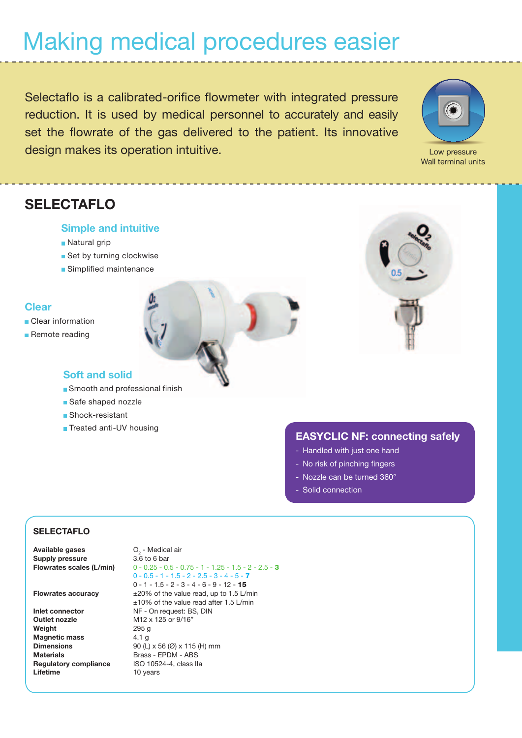# Making medical procedures easier

Selectaflo is a calibrated-orifice flowmeter with integrated pressure reduction. It is used by medical personnel to accurately and easily set the flowrate of the gas delivered to the patient. Its innovative design makes its operation intuitive.

Low pressure
Wall terminal units

## SELECTAFLO

### Simple and intuitive

- Natural grip
- Set by turning clockwise
- Simplified maintenance

### Clear

- Clear information
- Remote reading

### Soft and solid

- Smooth and professional finish
- Safe shaped nozzle
- Shock-resistant
- Treated anti-UV housing

### EASYCLIC NF: connecting safely

- Handled with just one hand
- No risk of pinching fingers
- Nozzle can be turned 360°
- Solid connection

### SELECTAFLO

| | |
|---|---|
| **Available gases** | $O_2$ - Medical air |
| **Supply pressure** | 3.6 to 6 bar |
| **Flowrates scales (L/min)** | 0 - 0.25 - 0.5 - 0.75 - 1 - 1.25 - 1.5 - 2 - 2.5 - **3** |
| | 0 - 0.5 - 1 - 1.5 - 2 - 2.5 - 3 - 4 - 5 - **7** |
| | 0 - 1 - 1.5 - 2 - 3 - 4 - 6 - 9 - 12 - **15** |
| **Flowrates accuracy** | ±20% of the value read, up to 1.5 L/min |
| | ±10% of the value read after 1.5 L/min |
| **Inlet connector** | NF - On request: BS, DIN |
| **Outlet nozzle** | M12 x 125 or 9/16" |
| **Weight** | 295 g |
| **Magnetic mass** | 4.1 g |
| **Dimensions** | 90 (L) x 56 (Ø) x 115 (H) mm |
| **Materials** | Brass - EPDM - ABS |
| **Regulatory compliance** | ISO 10524-4, class IIa |
| **Lifetime** | 10 years |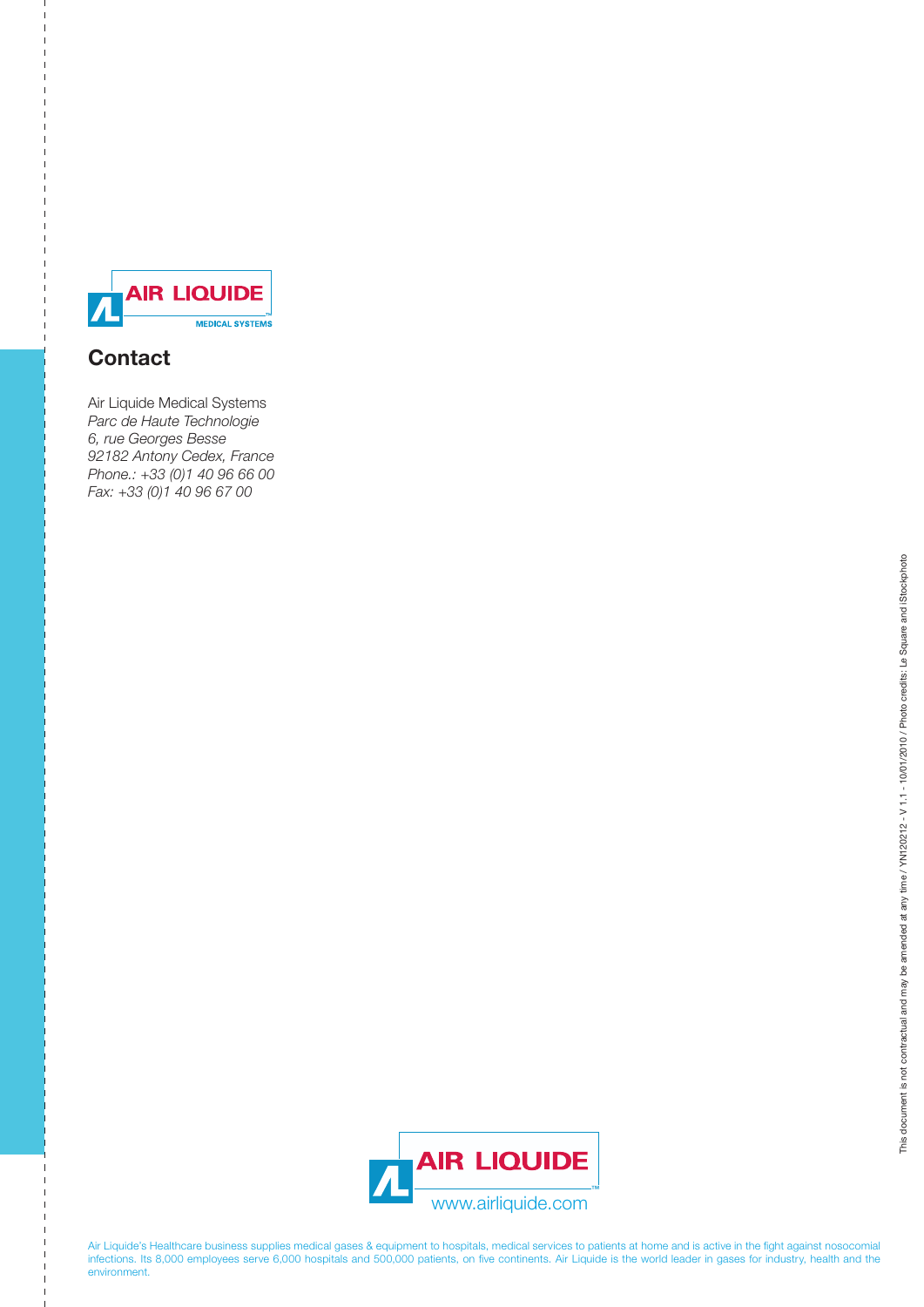AIR LIQUIDE
MEDICAL SYSTEMS

## Contact

Air Liquide Medical Systems
*Parc de Haute Technologie*
*6, rue Georges Besse*
*92182 Antony Cedex, France*
*Phone.: +33 (0)1 40 96 66 00*
*Fax: +33 (0)1 40 96 67 00*

This document is not contractual and may be amended at any time / YN120212 - V 1.1 - 10/01/2010 / Photo credits: Le Square and iStockphoto

AIR LIQUIDE
www.airliquide.com

Air Liquide's Healthcare business supplies medical gases & equipment to hospitals, medical services to patients at home and is active in the fight against nosocomial infections. Its 8,000 employees serve 6,000 hospitals and 500,000 patients, on five continents. Air Liquide is the world leader in gases for industry, health and the environment.